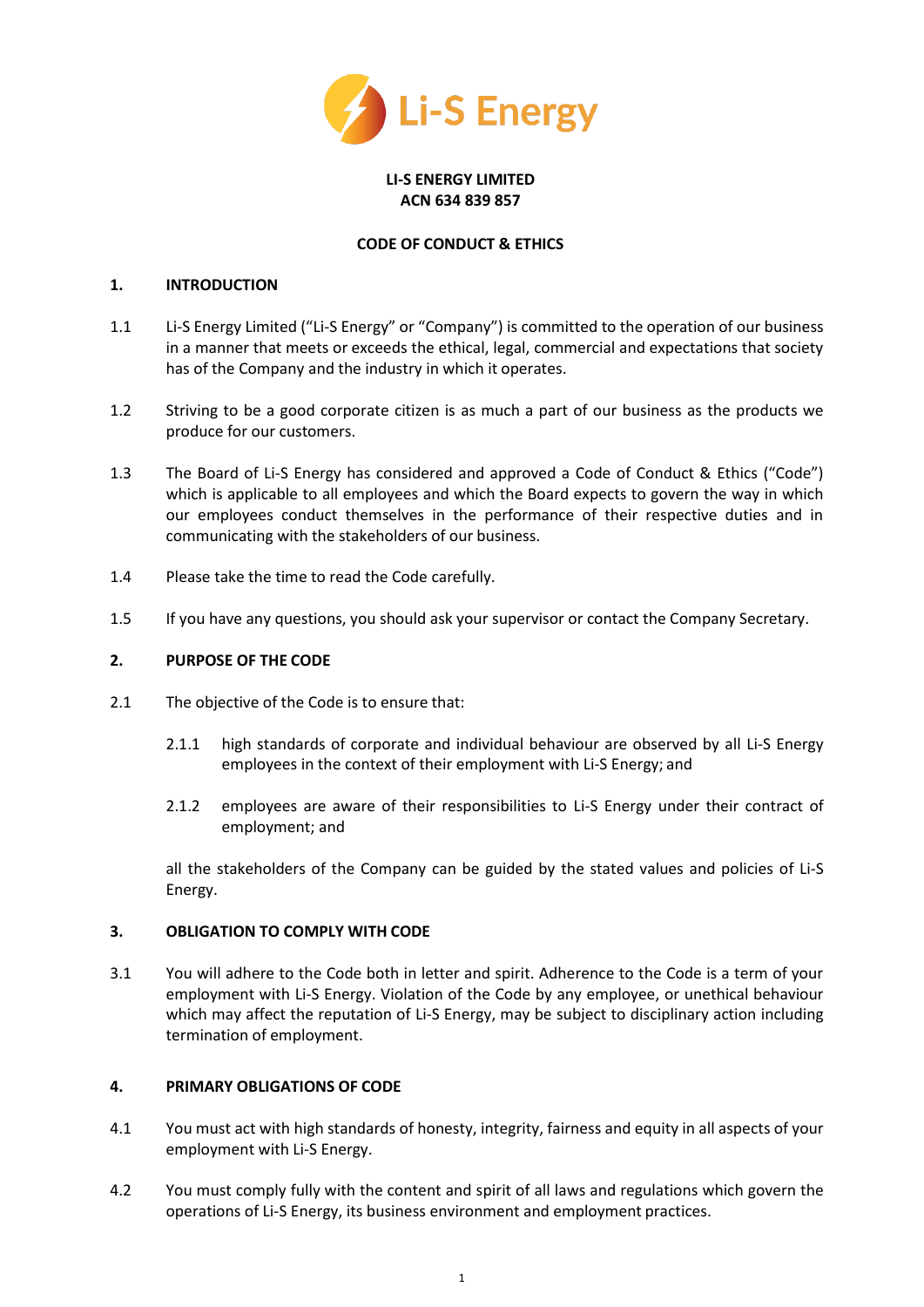**LI-S ENERGY LIMITED**
**ACN 634 839 857**

**CODE OF CONDUCT & ETHICS**

## 1. INTRODUCTION

1.1 Li-S Energy Limited ("Li-S Energy" or "Company") is committed to the operation of our business in a manner that meets or exceeds the ethical, legal, commercial and expectations that society has of the Company and the industry in which it operates.

1.2 Striving to be a good corporate citizen is as much a part of our business as the products we produce for our customers.

1.3 The Board of Li-S Energy has considered and approved a Code of Conduct & Ethics ("Code") which is applicable to all employees and which the Board expects to govern the way in which our employees conduct themselves in the performance of their respective duties and in communicating with the stakeholders of our business.

1.4 Please take the time to read the Code carefully.

1.5 If you have any questions, you should ask your supervisor or contact the Company Secretary.

## 2. PURPOSE OF THE CODE

2.1 The objective of the Code is to ensure that:

2.1.1 high standards of corporate and individual behaviour are observed by all Li-S Energy employees in the context of their employment with Li-S Energy; and

2.1.2 employees are aware of their responsibilities to Li-S Energy under their contract of employment; and

all the stakeholders of the Company can be guided by the stated values and policies of Li-S Energy.

## 3. OBLIGATION TO COMPLY WITH CODE

3.1 You will adhere to the Code both in letter and spirit. Adherence to the Code is a term of your employment with Li-S Energy. Violation of the Code by any employee, or unethical behaviour which may affect the reputation of Li-S Energy, may be subject to disciplinary action including termination of employment.

## 4. PRIMARY OBLIGATIONS OF CODE

4.1 You must act with high standards of honesty, integrity, fairness and equity in all aspects of your employment with Li-S Energy.

4.2 You must comply fully with the content and spirit of all laws and regulations which govern the operations of Li-S Energy, its business environment and employment practices.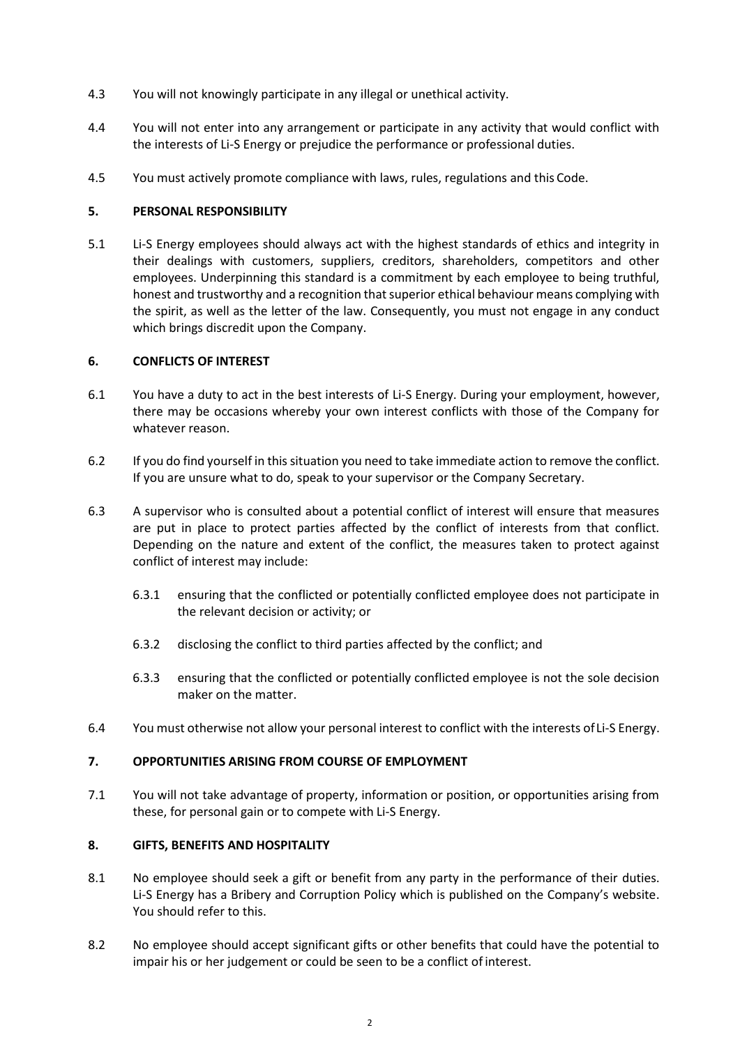4.3 You will not knowingly participate in any illegal or unethical activity.

4.4 You will not enter into any arrangement or participate in any activity that would conflict with the interests of Li-S Energy or prejudice the performance or professional duties.

4.5 You must actively promote compliance with laws, rules, regulations and this Code.

## 5. PERSONAL RESPONSIBILITY

5.1 Li-S Energy employees should always act with the highest standards of ethics and integrity in their dealings with customers, suppliers, creditors, shareholders, competitors and other employees. Underpinning this standard is a commitment by each employee to being truthful, honest and trustworthy and a recognition that superior ethical behaviour means complying with the spirit, as well as the letter of the law. Consequently, you must not engage in any conduct which brings discredit upon the Company.

## 6. CONFLICTS OF INTEREST

6.1 You have a duty to act in the best interests of Li-S Energy. During your employment, however, there may be occasions whereby your own interest conflicts with those of the Company for whatever reason.

6.2 If you do find yourself in this situation you need to take immediate action to remove the conflict. If you are unsure what to do, speak to your supervisor or the Company Secretary.

6.3 A supervisor who is consulted about a potential conflict of interest will ensure that measures are put in place to protect parties affected by the conflict of interests from that conflict. Depending on the nature and extent of the conflict, the measures taken to protect against conflict of interest may include:

- 6.3.1 ensuring that the conflicted or potentially conflicted employee does not participate in the relevant decision or activity; or
- 6.3.2 disclosing the conflict to third parties affected by the conflict; and
- 6.3.3 ensuring that the conflicted or potentially conflicted employee is not the sole decision maker on the matter.

6.4 You must otherwise not allow your personal interest to conflict with the interests of Li-S Energy.

## 7. OPPORTUNITIES ARISING FROM COURSE OF EMPLOYMENT

7.1 You will not take advantage of property, information or position, or opportunities arising from these, for personal gain or to compete with Li-S Energy.

## 8. GIFTS, BENEFITS AND HOSPITALITY

8.1 No employee should seek a gift or benefit from any party in the performance of their duties. Li-S Energy has a Bribery and Corruption Policy which is published on the Company's website. You should refer to this.

8.2 No employee should accept significant gifts or other benefits that could have the potential to impair his or her judgement or could be seen to be a conflict of interest.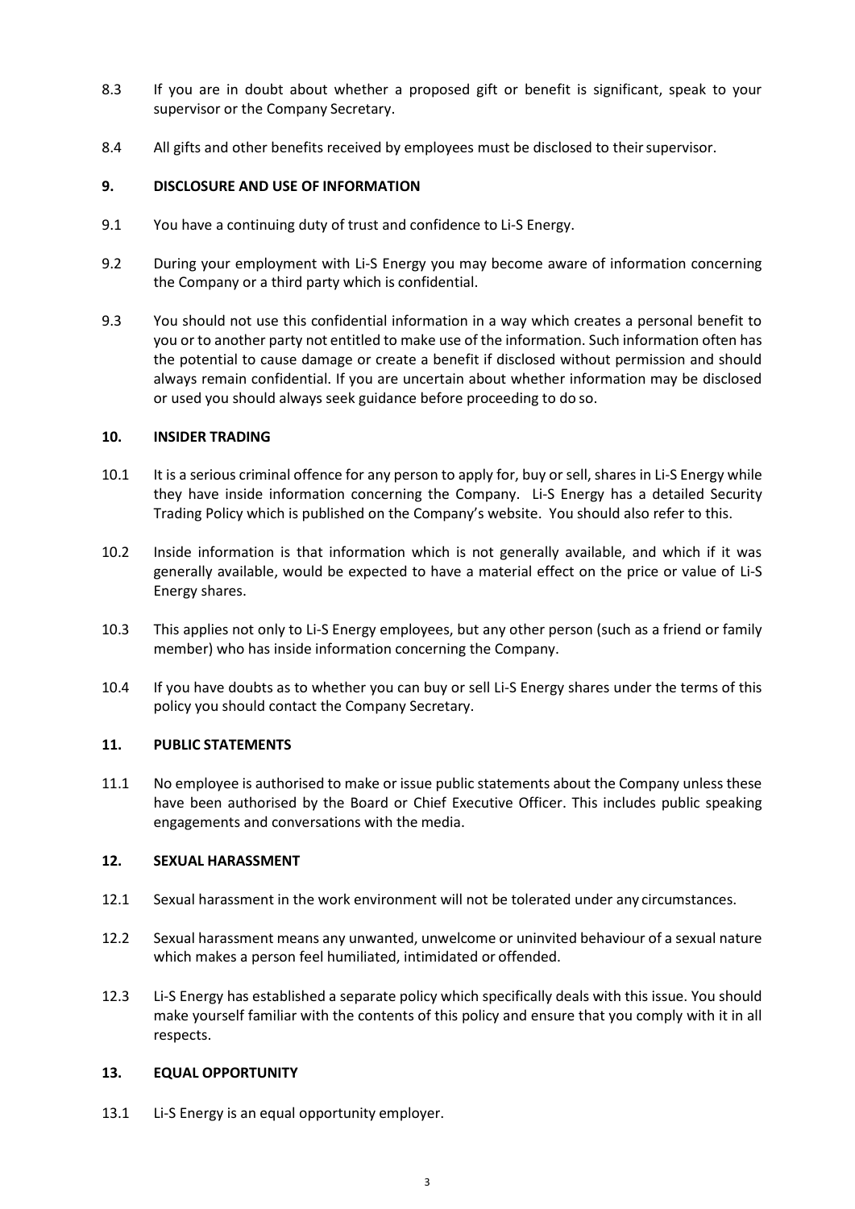8.3 If you are in doubt about whether a proposed gift or benefit is significant, speak to your supervisor or the Company Secretary.

8.4 All gifts and other benefits received by employees must be disclosed to their supervisor.

## 9. DISCLOSURE AND USE OF INFORMATION

9.1 You have a continuing duty of trust and confidence to Li-S Energy.

9.2 During your employment with Li-S Energy you may become aware of information concerning the Company or a third party which is confidential.

9.3 You should not use this confidential information in a way which creates a personal benefit to you or to another party not entitled to make use of the information. Such information often has the potential to cause damage or create a benefit if disclosed without permission and should always remain confidential. If you are uncertain about whether information may be disclosed or used you should always seek guidance before proceeding to do so.

## 10. INSIDER TRADING

10.1 It is a serious criminal offence for any person to apply for, buy or sell, shares in Li-S Energy while they have inside information concerning the Company. Li-S Energy has a detailed Security Trading Policy which is published on the Company's website. You should also refer to this.

10.2 Inside information is that information which is not generally available, and which if it was generally available, would be expected to have a material effect on the price or value of Li-S Energy shares.

10.3 This applies not only to Li-S Energy employees, but any other person (such as a friend or family member) who has inside information concerning the Company.

10.4 If you have doubts as to whether you can buy or sell Li-S Energy shares under the terms of this policy you should contact the Company Secretary.

## 11. PUBLIC STATEMENTS

11.1 No employee is authorised to make or issue public statements about the Company unless these have been authorised by the Board or Chief Executive Officer. This includes public speaking engagements and conversations with the media.

## 12. SEXUAL HARASSMENT

12.1 Sexual harassment in the work environment will not be tolerated under any circumstances.

12.2 Sexual harassment means any unwanted, unwelcome or uninvited behaviour of a sexual nature which makes a person feel humiliated, intimidated or offended.

12.3 Li-S Energy has established a separate policy which specifically deals with this issue. You should make yourself familiar with the contents of this policy and ensure that you comply with it in all respects.

## 13. EQUAL OPPORTUNITY

13.1 Li-S Energy is an equal opportunity employer.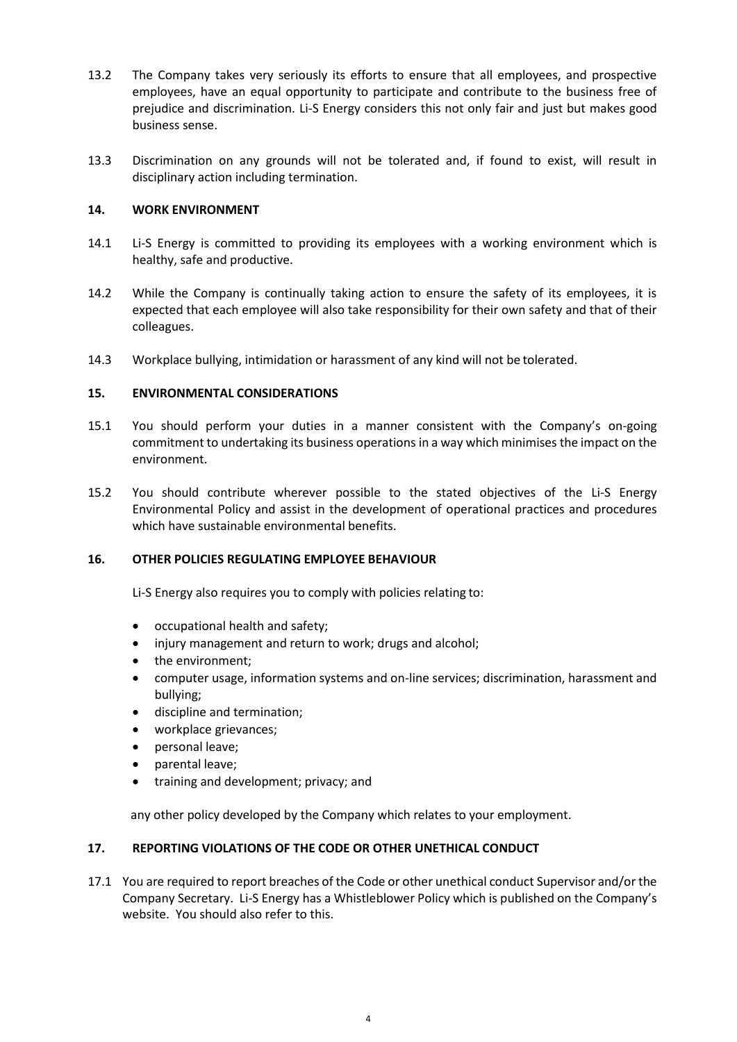13.2 The Company takes very seriously its efforts to ensure that all employees, and prospective employees, have an equal opportunity to participate and contribute to the business free of prejudice and discrimination. Li-S Energy considers this not only fair and just but makes good business sense.

13.3 Discrimination on any grounds will not be tolerated and, if found to exist, will result in disciplinary action including termination.

## 14. WORK ENVIRONMENT

14.1 Li-S Energy is committed to providing its employees with a working environment which is healthy, safe and productive.

14.2 While the Company is continually taking action to ensure the safety of its employees, it is expected that each employee will also take responsibility for their own safety and that of their colleagues.

14.3 Workplace bullying, intimidation or harassment of any kind will not be tolerated.

## 15. ENVIRONMENTAL CONSIDERATIONS

15.1 You should perform your duties in a manner consistent with the Company's on-going commitment to undertaking its business operations in a way which minimises the impact on the environment.

15.2 You should contribute wherever possible to the stated objectives of the Li-S Energy Environmental Policy and assist in the development of operational practices and procedures which have sustainable environmental benefits.

## 16. OTHER POLICIES REGULATING EMPLOYEE BEHAVIOUR

Li-S Energy also requires you to comply with policies relating to:

- occupational health and safety;
- injury management and return to work; drugs and alcohol;
- the environment;
- computer usage, information systems and on-line services; discrimination, harassment and bullying;
- discipline and termination;
- workplace grievances;
- personal leave;
- parental leave;
- training and development; privacy; and

any other policy developed by the Company which relates to your employment.

## 17. REPORTING VIOLATIONS OF THE CODE OR OTHER UNETHICAL CONDUCT

17.1 You are required to report breaches of the Code or other unethical conduct Supervisor and/or the Company Secretary. Li-S Energy has a Whistleblower Policy which is published on the Company's website. You should also refer to this.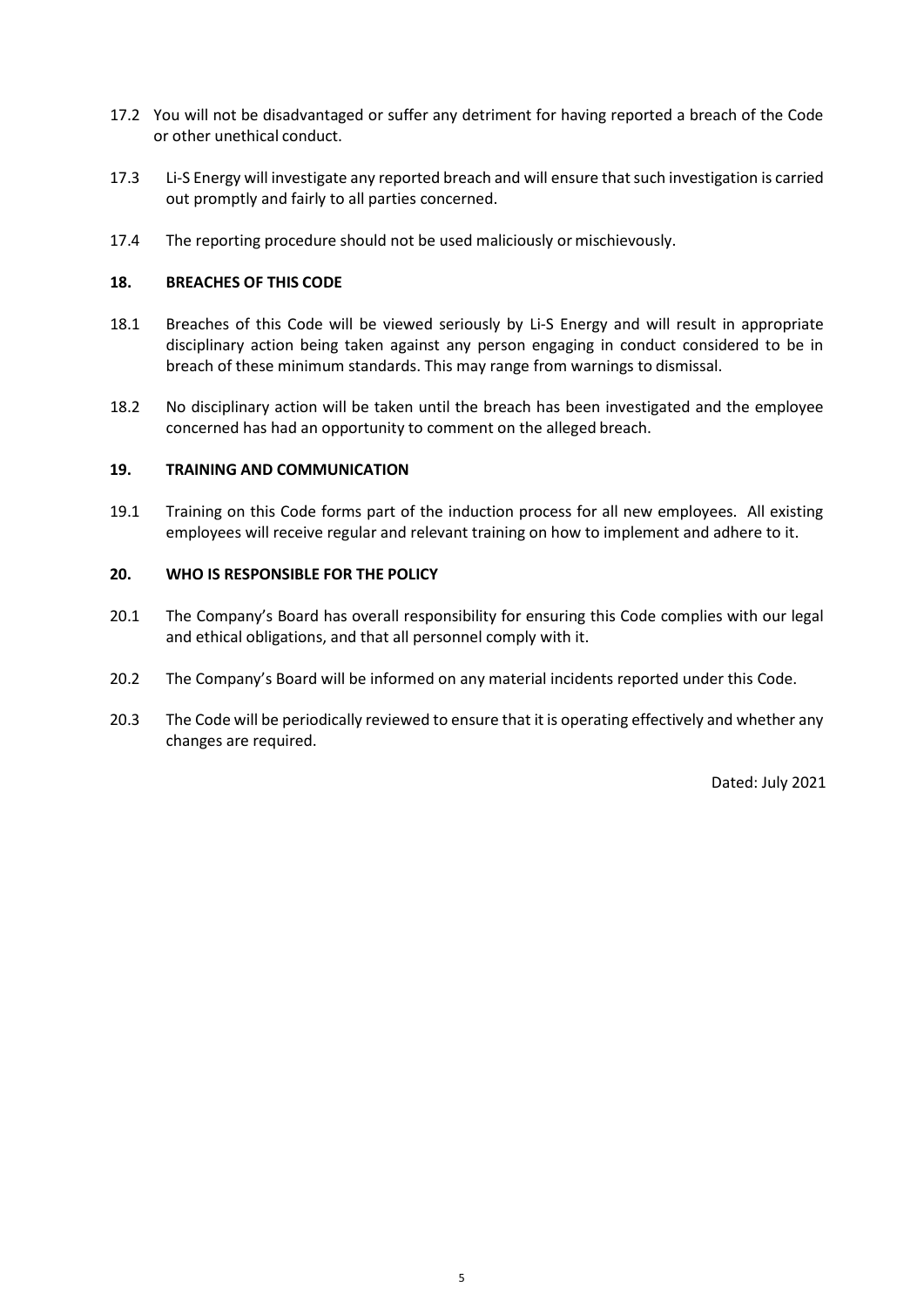17.2 You will not be disadvantaged or suffer any detriment for having reported a breach of the Code or other unethical conduct.

17.3 Li-S Energy will investigate any reported breach and will ensure that such investigation is carried out promptly and fairly to all parties concerned.

17.4 The reporting procedure should not be used maliciously or mischievously.

## 18. BREACHES OF THIS CODE

18.1 Breaches of this Code will be viewed seriously by Li-S Energy and will result in appropriate disciplinary action being taken against any person engaging in conduct considered to be in breach of these minimum standards. This may range from warnings to dismissal.

18.2 No disciplinary action will be taken until the breach has been investigated and the employee concerned has had an opportunity to comment on the alleged breach.

## 19. TRAINING AND COMMUNICATION

19.1 Training on this Code forms part of the induction process for all new employees. All existing employees will receive regular and relevant training on how to implement and adhere to it.

## 20. WHO IS RESPONSIBLE FOR THE POLICY

20.1 The Company's Board has overall responsibility for ensuring this Code complies with our legal and ethical obligations, and that all personnel comply with it.

20.2 The Company's Board will be informed on any material incidents reported under this Code.

20.3 The Code will be periodically reviewed to ensure that it is operating effectively and whether any changes are required.

Dated: July 2021